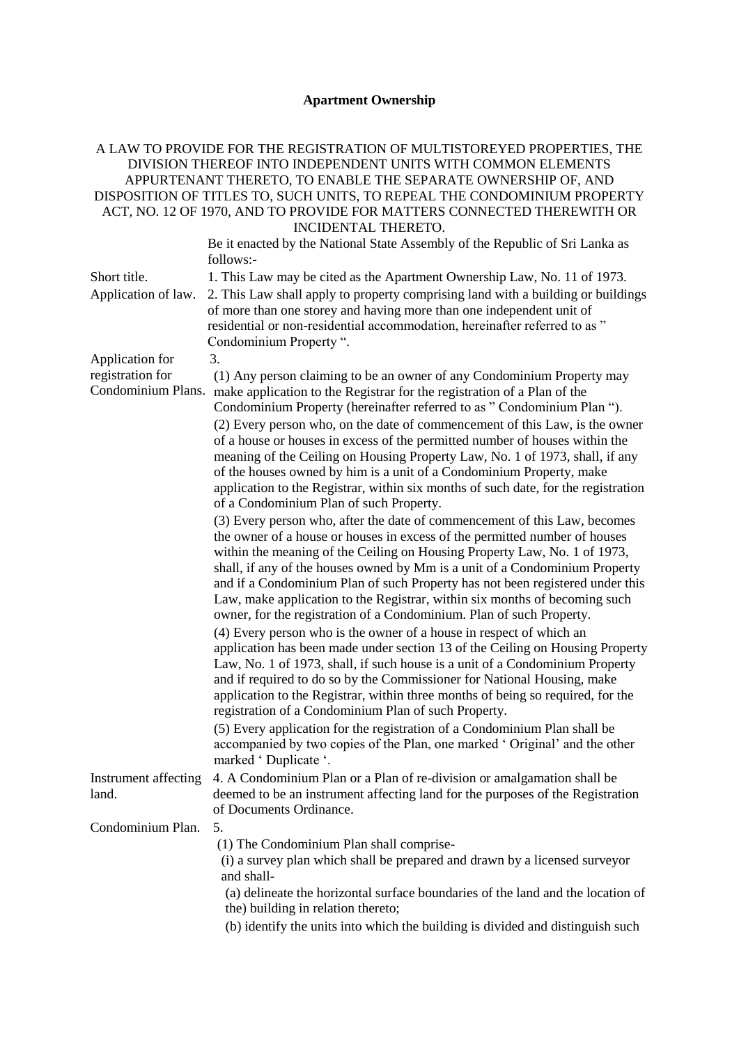# Apartment Ownership

A LAW TO PROVIDE FOR THE REGISTRATION OF MULTISTOREYED PROPERTIES, THE DIVISION THEREOF INTO INDEPENDENT UNITS WITH COMMON ELEMENTS APPURTENANT THERETO, TO ENABLE THE SEPARATE OWNERSHIP OF, AND DISPOSITION OF TITLES TO, SUCH UNITS, TO REPEAL THE CONDOMINIUM PROPERTY ACT, NO. 12 OF 1970, AND TO PROVIDE FOR MATTERS CONNECTED THEREWITH OR INCIDENTAL THERETO.

Be it enacted by the National State Assembly of the Republic of Sri Lanka as follows:-

**Short title.**

1. This Law may be cited as the Apartment Ownership Law, No. 11 of 1973.

**Application of law.**

2. This Law shall apply to property comprising land with a building or buildings of more than one storey and having more than one independent unit of residential or non-residential accommodation, hereinafter referred to as " Condominium Property ".

**Application for registration for Condominium Plans.**

3.

(1) Any person claiming to be an owner of any Condominium Property may make application to the Registrar for the registration of a Plan of the Condominium Property (hereinafter referred to as " Condominium Plan ").

(2) Every person who, on the date of commencement of this Law, is the owner of a house or houses in excess of the permitted number of houses within the meaning of the Ceiling on Housing Property Law, No. 1 of 1973, shall, if any of the houses owned by him is a unit of a Condominium Property, make application to the Registrar, within six months of such date, for the registration of a Condominium Plan of such Property.

(3) Every person who, after the date of commencement of this Law, becomes the owner of a house or houses in excess of the permitted number of houses within the meaning of the Ceiling on Housing Property Law, No. 1 of 1973, shall, if any of the houses owned by Mm is a unit of a Condominium Property and if a Condominium Plan of such Property has not been registered under this Law, make application to the Registrar, within six months of becoming such owner, for the registration of a Condominium. Plan of such Property.

(4) Every person who is the owner of a house in respect of which an application has been made under section 13 of the Ceiling on Housing Property Law, No. 1 of 1973, shall, if such house is a unit of a Condominium Property and if required to do so by the Commissioner for National Housing, make application to the Registrar, within three months of being so required, for the registration of a Condominium Plan of such Property.

(5) Every application for the registration of a Condominium Plan shall be accompanied by two copies of the Plan, one marked ' Original' and the other marked ' Duplicate '.

**Instrument affecting land.**

4. A Condominium Plan or a Plan of re-division or amalgamation shall be deemed to be an instrument affecting land for the purposes of the Registration of Documents Ordinance.

**Condominium Plan.**

5.

(1) The Condominium Plan shall comprise-

(i) a survey plan which shall be prepared and drawn by a licensed surveyor and shall-

(a) delineate the horizontal surface boundaries of the land and the location of the) building in relation thereto;

(b) identify the units into which the building is divided and distinguish such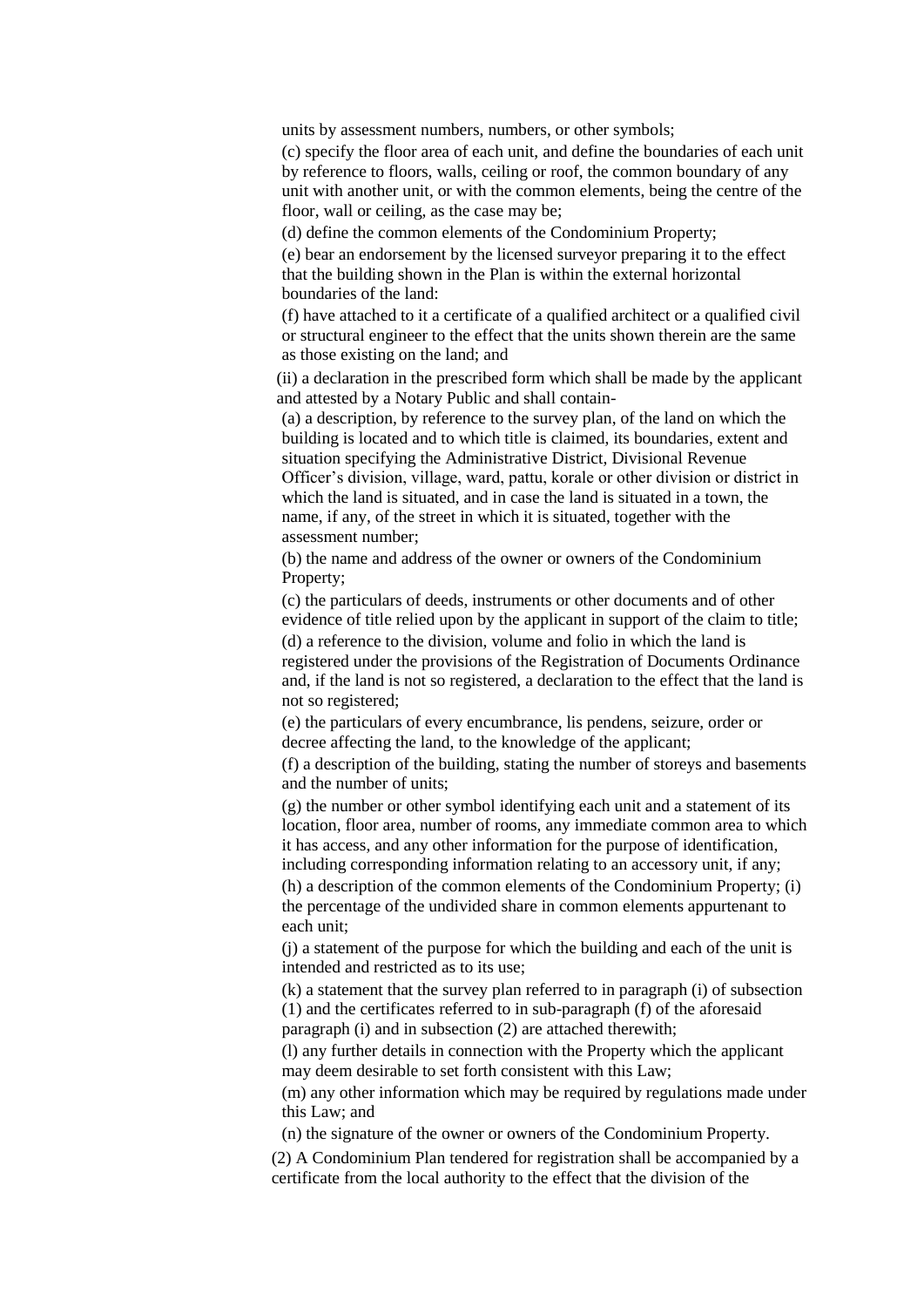units by assessment numbers, numbers, or other symbols;

(c) specify the floor area of each unit, and define the boundaries of each unit by reference to floors, walls, ceiling or roof, the common boundary of any unit with another unit, or with the common elements, being the centre of the floor, wall or ceiling, as the case may be;

(d) define the common elements of the Condominium Property;

(e) bear an endorsement by the licensed surveyor preparing it to the effect that the building shown in the Plan is within the external horizontal boundaries of the land:

(f) have attached to it a certificate of a qualified architect or a qualified civil or structural engineer to the effect that the units shown therein are the same as those existing on the land; and

(ii) a declaration in the prescribed form which shall be made by the applicant and attested by a Notary Public and shall contain-

(a) a description, by reference to the survey plan, of the land on which the building is located and to which title is claimed, its boundaries, extent and situation specifying the Administrative District, Divisional Revenue Officer's division, village, ward, pattu, korale or other division or district in which the land is situated, and in case the land is situated in a town, the name, if any, of the street in which it is situated, together with the assessment number;

(b) the name and address of the owner or owners of the Condominium Property;

(c) the particulars of deeds, instruments or other documents and of other evidence of title relied upon by the applicant in support of the claim to title;

(d) a reference to the division, volume and folio in which the land is registered under the provisions of the Registration of Documents Ordinance and, if the land is not so registered, a declaration to the effect that the land is not so registered;

(e) the particulars of every encumbrance, lis pendens, seizure, order or decree affecting the land, to the knowledge of the applicant;

(f) a description of the building, stating the number of storeys and basements and the number of units;

(g) the number or other symbol identifying each unit and a statement of its location, floor area, number of rooms, any immediate common area to which it has access, and any other information for the purpose of identification, including corresponding information relating to an accessory unit, if any;

(h) a description of the common elements of the Condominium Property; (i) the percentage of the undivided share in common elements appurtenant to each unit;

(j) a statement of the purpose for which the building and each of the unit is intended and restricted as to its use;

(k) a statement that the survey plan referred to in paragraph (i) of subsection (1) and the certificates referred to in sub-paragraph (f) of the aforesaid paragraph (i) and in subsection (2) are attached therewith;

(l) any further details in connection with the Property which the applicant may deem desirable to set forth consistent with this Law;

(m) any other information which may be required by regulations made under this Law; and

(n) the signature of the owner or owners of the Condominium Property.

(2) A Condominium Plan tendered for registration shall be accompanied by a certificate from the local authority to the effect that the division of the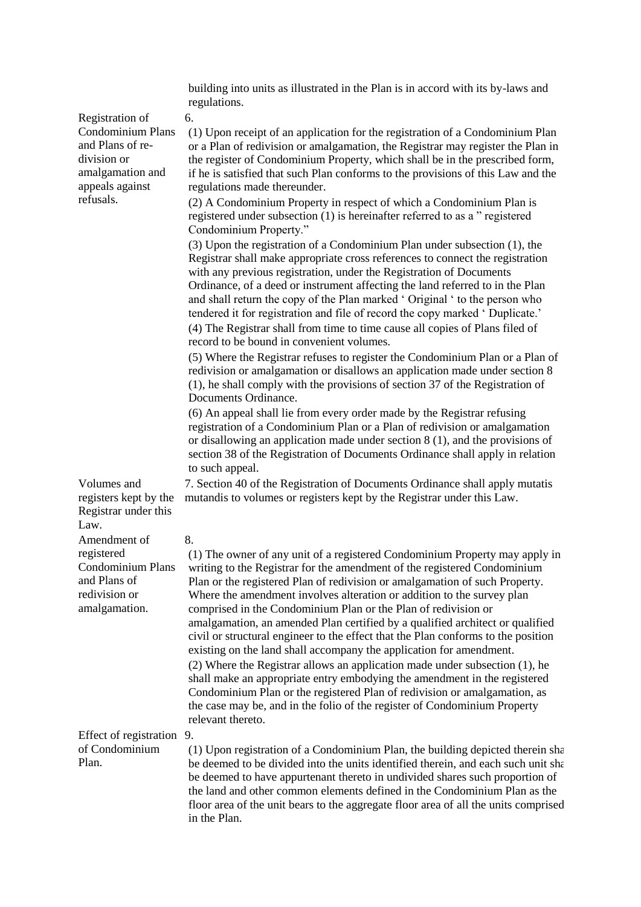building into units as illustrated in the Plan is in accord with its by-laws and regulations.

**Registration of Condominium Plans and Plans of re-division or amalgamation and appeals against refusals.**

6.

(1) Upon receipt of an application for the registration of a Condominium Plan or a Plan of redivision or amalgamation, the Registrar may register the Plan in the register of Condominium Property, which shall be in the prescribed form, if he is satisfied that such Plan conforms to the provisions of this Law and the regulations made thereunder.

(2) A Condominium Property in respect of which a Condominium Plan is registered under subsection (1) is hereinafter referred to as a " registered Condominium Property."

(3) Upon the registration of a Condominium Plan under subsection (1), the Registrar shall make appropriate cross references to connect the registration with any previous registration, under the Registration of Documents Ordinance, of a deed or instrument affecting the land referred to in the Plan and shall return the copy of the Plan marked ' Original ' to the person who tendered it for registration and file of record the copy marked ' Duplicate.'

(4) The Registrar shall from time to time cause all copies of Plans filed of record to be bound in convenient volumes.

(5) Where the Registrar refuses to register the Condominium Plan or a Plan of redivision or amalgamation or disallows an application made under section 8 (1), he shall comply with the provisions of section 37 of the Registration of Documents Ordinance.

(6) An appeal shall lie from every order made by the Registrar refusing registration of a Condominium Plan or a Plan of redivision or amalgamation or disallowing an application made under section 8 (1), and the provisions of section 38 of the Registration of Documents Ordinance shall apply in relation to such appeal.

**Volumes and registers kept by the Registrar under this Law.**

7. Section 40 of the Registration of Documents Ordinance shall apply mutatis mutandis to volumes or registers kept by the Registrar under this Law.

**Amendment of registered Condominium Plans and Plans of redivision or amalgamation.**

8.

(1) The owner of any unit of a registered Condominium Property may apply in writing to the Registrar for the amendment of the registered Condominium Plan or the registered Plan of redivision or amalgamation of such Property. Where the amendment involves alteration or addition to the survey plan comprised in the Condominium Plan or the Plan of redivision or amalgamation, an amended Plan certified by a qualified architect or qualified civil or structural engineer to the effect that the Plan conforms to the position existing on the land shall accompany the application for amendment.

(2) Where the Registrar allows an application made under subsection (1), he shall make an appropriate entry embodying the amendment in the registered Condominium Plan or the registered Plan of redivision or amalgamation, as the case may be, and in the folio of the register of Condominium Property relevant thereto.

**Effect of registration of Condominium Plan.**

9.

(1) Upon registration of a Condominium Plan, the building depicted therein sha be deemed to be divided into the units identified therein, and each such unit sha be deemed to have appurtenant thereto in undivided shares such proportion of the land and other common elements defined in the Condominium Plan as the floor area of the unit bears to the aggregate floor area of all the units comprised in the Plan.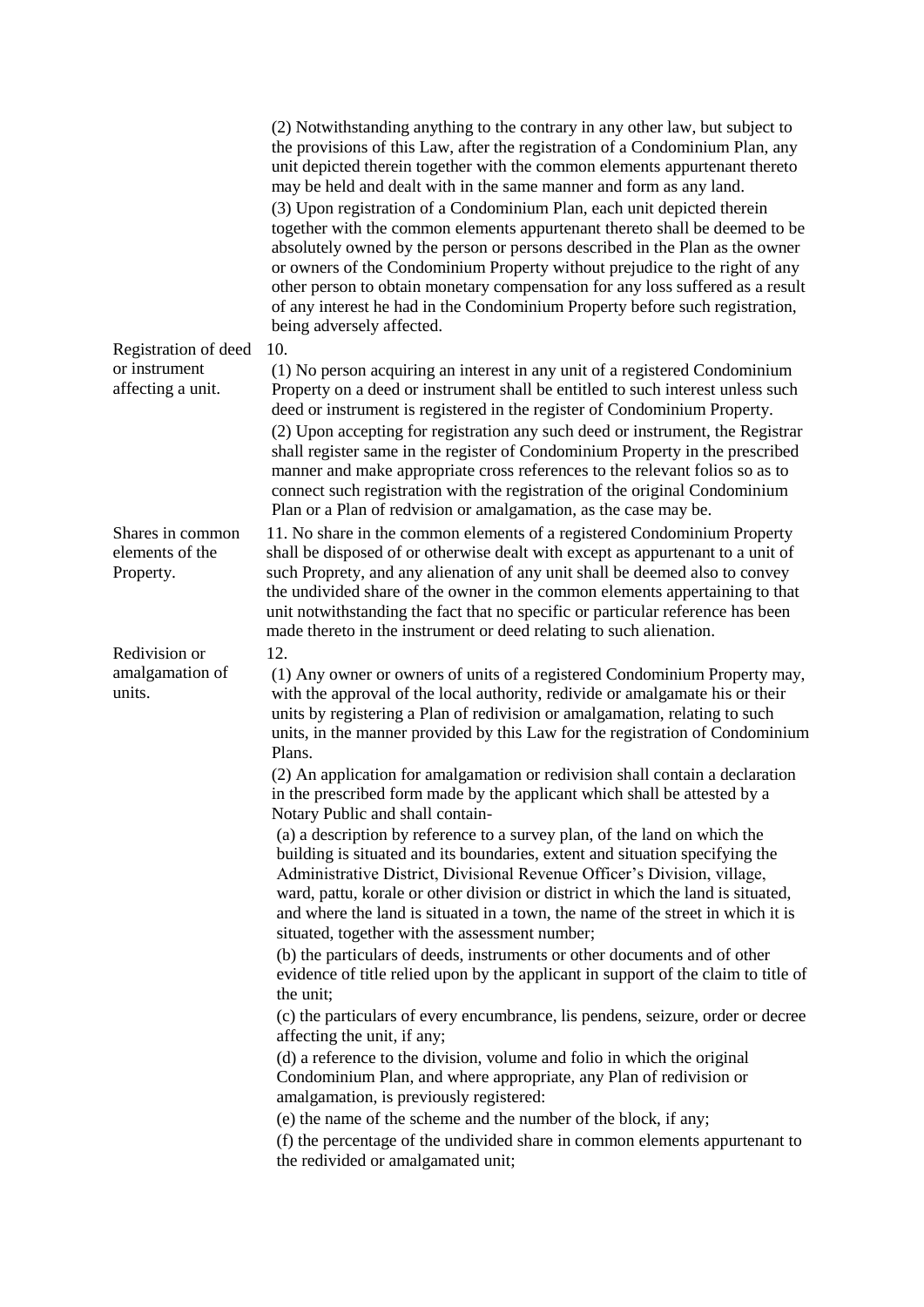(2) Notwithstanding anything to the contrary in any other law, but subject to the provisions of this Law, after the registration of a Condominium Plan, any unit depicted therein together with the common elements appurtenant thereto may be held and dealt with in the same manner and form as any land.

(3) Upon registration of a Condominium Plan, each unit depicted therein together with the common elements appurtenant thereto shall be deemed to be absolutely owned by the person or persons described in the Plan as the owner or owners of the Condominium Property without prejudice to the right of any other person to obtain monetary compensation for any loss suffered as a result of any interest he had in the Condominium Property before such registration, being adversely affected.

**Registration of deed or instrument affecting a unit.**

10.

(1) No person acquiring an interest in any unit of a registered Condominium Property on a deed or instrument shall be entitled to such interest unless such deed or instrument is registered in the register of Condominium Property.

(2) Upon accepting for registration any such deed or instrument, the Registrar shall register same in the register of Condominium Property in the prescribed manner and make appropriate cross references to the relevant folios so as to connect such registration with the registration of the original Condominium Plan or a Plan of redvision or amalgamation, as the case may be.

**Shares in common elements of the Property.**

11. No share in the common elements of a registered Condominium Property shall be disposed of or otherwise dealt with except as appurtenant to a unit of such Proprety, and any alienation of any unit shall be deemed also to convey the undivided share of the owner in the common elements appertaining to that unit notwithstanding the fact that no specific or particular reference has been made thereto in the instrument or deed relating to such alienation.

**Redivision or amalgamation of units.**

12.

(1) Any owner or owners of units of a registered Condominium Property may, with the approval of the local authority, redivide or amalgamate his or their units by registering a Plan of redivision or amalgamation, relating to such units, in the manner provided by this Law for the registration of Condominium Plans.

(2) An application for amalgamation or redivision shall contain a declaration in the prescribed form made by the applicant which shall be attested by a Notary Public and shall contain-

(a) a description by reference to a survey plan, of the land on which the building is situated and its boundaries, extent and situation specifying the Administrative District, Divisional Revenue Officer's Division, village, ward, pattu, korale or other division or district in which the land is situated, and where the land is situated in a town, the name of the street in which it is situated, together with the assessment number;

(b) the particulars of deeds, instruments or other documents and of other evidence of title relied upon by the applicant in support of the claim to title of the unit;

(c) the particulars of every encumbrance, lis pendens, seizure, order or decree affecting the unit, if any;

(d) a reference to the division, volume and folio in which the original Condominium Plan, and where appropriate, any Plan of redivision or amalgamation, is previously registered:

(e) the name of the scheme and the number of the block, if any;

(f) the percentage of the undivided share in common elements appurtenant to the redivided or amalgamated unit;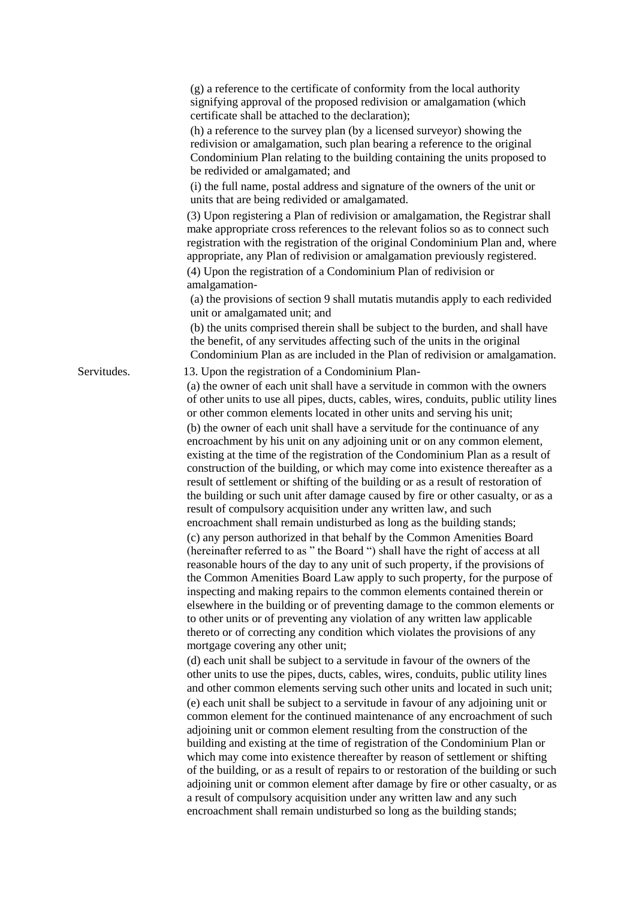(g) a reference to the certificate of conformity from the local authority signifying approval of the proposed redivision or amalgamation (which certificate shall be attached to the declaration);

(h) a reference to the survey plan (by a licensed surveyor) showing the redivision or amalgamation, such plan bearing a reference to the original Condominium Plan relating to the building containing the units proposed to be redivided or amalgamated; and

(i) the full name, postal address and signature of the owners of the unit or units that are being redivided or amalgamated.

(3) Upon registering a Plan of redivision or amalgamation, the Registrar shall make appropriate cross references to the relevant folios so as to connect such registration with the registration of the original Condominium Plan and, where appropriate, any Plan of redivision or amalgamation previously registered.

(4) Upon the registration of a Condominium Plan of redivision or amalgamation-

(a) the provisions of section 9 shall mutatis mutandis apply to each redivided unit or amalgamated unit; and

(b) the units comprised therein shall be subject to the burden, and shall have the benefit, of any servitudes affecting such of the units in the original Condominium Plan as are included in the Plan of redivision or amalgamation.

Servitudes.

13. Upon the registration of a Condominium Plan-

(a) the owner of each unit shall have a servitude in common with the owners of other units to use all pipes, ducts, cables, wires, conduits, public utility lines or other common elements located in other units and serving his unit;

(b) the owner of each unit shall have a servitude for the continuance of any encroachment by his unit on any adjoining unit or on any common element, existing at the time of the registration of the Condominium Plan as a result of construction of the building, or which may come into existence thereafter as a result of settlement or shifting of the building or as a result of restoration of the building or such unit after damage caused by fire or other casualty, or as a result of compulsory acquisition under any written law, and such encroachment shall remain undisturbed as long as the building stands;

(c) any person authorized in that behalf by the Common Amenities Board (hereinafter referred to as " the Board ") shall have the right of access at all reasonable hours of the day to any unit of such property, if the provisions of the Common Amenities Board Law apply to such property, for the purpose of inspecting and making repairs to the common elements contained therein or elsewhere in the building or of preventing damage to the common elements or to other units or of preventing any violation of any written law applicable thereto or of correcting any condition which violates the provisions of any mortgage covering any other unit;

(d) each unit shall be subject to a servitude in favour of the owners of the other units to use the pipes, ducts, cables, wires, conduits, public utility lines and other common elements serving such other units and located in such unit;

(e) each unit shall be subject to a servitude in favour of any adjoining unit or common element for the continued maintenance of any encroachment of such adjoining unit or common element resulting from the construction of the building and existing at the time of registration of the Condominium Plan or which may come into existence thereafter by reason of settlement or shifting of the building, or as a result of repairs to or restoration of the building or such adjoining unit or common element after damage by fire or other casualty, or as a result of compulsory acquisition under any written law and any such encroachment shall remain undisturbed so long as the building stands;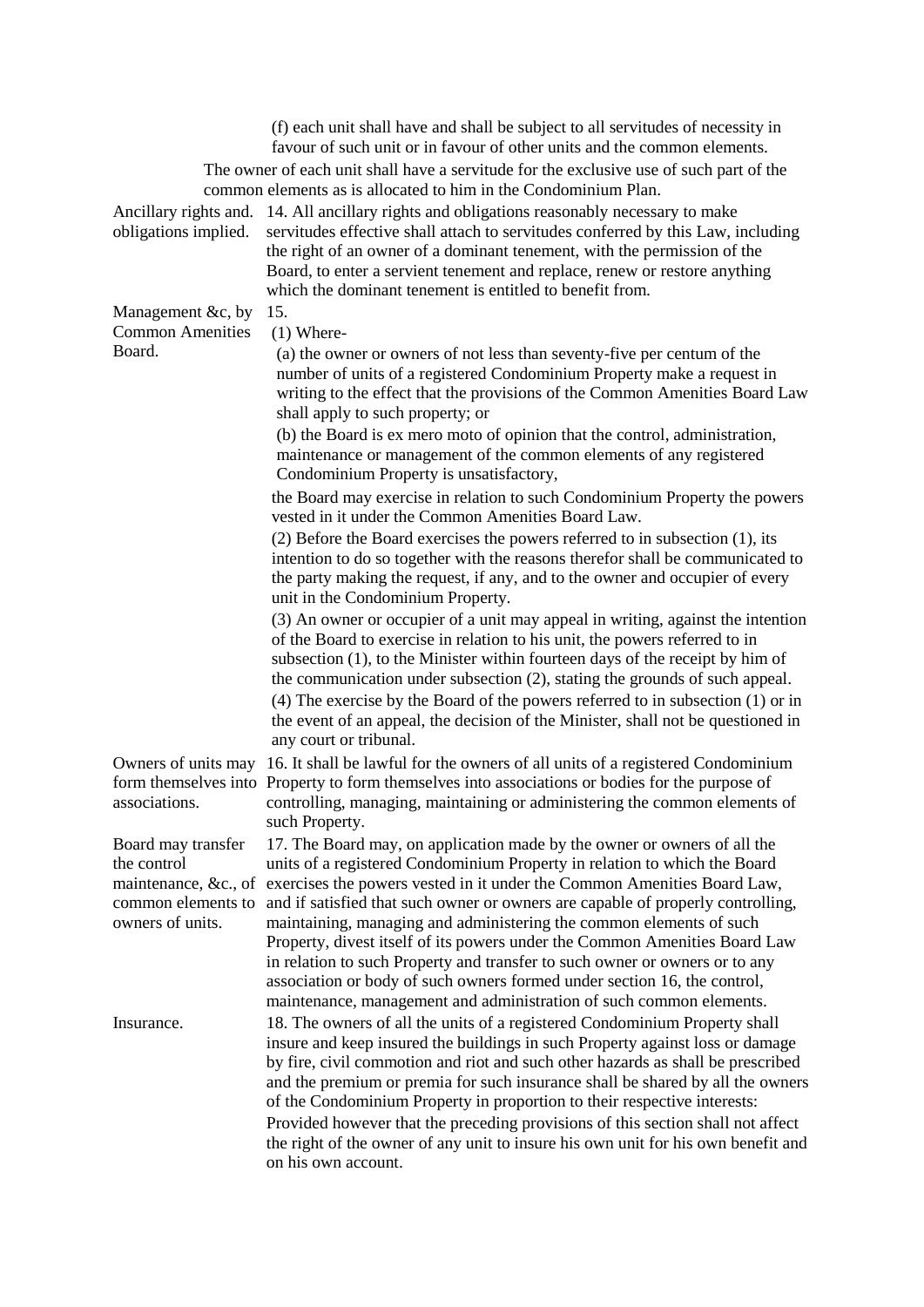(f) each unit shall have and shall be subject to all servitudes of necessity in favour of such unit or in favour of other units and the common elements.

The owner of each unit shall have a servitude for the exclusive use of such part of the common elements as is allocated to him in the Condominium Plan.

**Ancillary rights and. obligations implied.**

14. All ancillary rights and obligations reasonably necessary to make servitudes effective shall attach to servitudes conferred by this Law, including the right of an owner of a dominant tenement, with the permission of the Board, to enter a servient tenement and replace, renew or restore anything which the dominant tenement is entitled to benefit from.

**Management &c, by Common Amenities Board.**

15.

(1) Where-

(a) the owner or owners of not less than seventy-five per centum of the number of units of a registered Condominium Property make a request in writing to the effect that the provisions of the Common Amenities Board Law shall apply to such property; or

(b) the Board is ex mero moto of opinion that the control, administration, maintenance or management of the common elements of any registered Condominium Property is unsatisfactory,

the Board may exercise in relation to such Condominium Property the powers vested in it under the Common Amenities Board Law.

(2) Before the Board exercises the powers referred to in subsection (1), its intention to do so together with the reasons therefor shall be communicated to the party making the request, if any, and to the owner and occupier of every unit in the Condominium Property.

(3) An owner or occupier of a unit may appeal in writing, against the intention of the Board to exercise in relation to his unit, the powers referred to in subsection (1), to the Minister within fourteen days of the receipt by him of the communication under subsection (2), stating the grounds of such appeal.

(4) The exercise by the Board of the powers referred to in subsection (1) or in the event of an appeal, the decision of the Minister, shall not be questioned in any court or tribunal.

**Owners of units may form themselves into associations.**

16. It shall be lawful for the owners of all units of a registered Condominium Property to form themselves into associations or bodies for the purpose of controlling, managing, maintaining or administering the common elements of such Property.

**Board may transfer the control maintenance, &c., of common elements to owners of units.**

17. The Board may, on application made by the owner or owners of all the units of a registered Condominium Property in relation to which the Board exercises the powers vested in it under the Common Amenities Board Law, and if satisfied that such owner or owners are capable of properly controlling, maintaining, managing and administering the common elements of such Property, divest itself of its powers under the Common Amenities Board Law in relation to such Property and transfer to such owner or owners or to any association or body of such owners formed under section 16, the control, maintenance, management and administration of such common elements.

**Insurance.**

18. The owners of all the units of a registered Condominium Property shall insure and keep insured the buildings in such Property against loss or damage by fire, civil commotion and riot and such other hazards as shall be prescribed and the premium or premia for such insurance shall be shared by all the owners of the Condominium Property in proportion to their respective interests:

Provided however that the preceding provisions of this section shall not affect the right of the owner of any unit to insure his own unit for his own benefit and on his own account.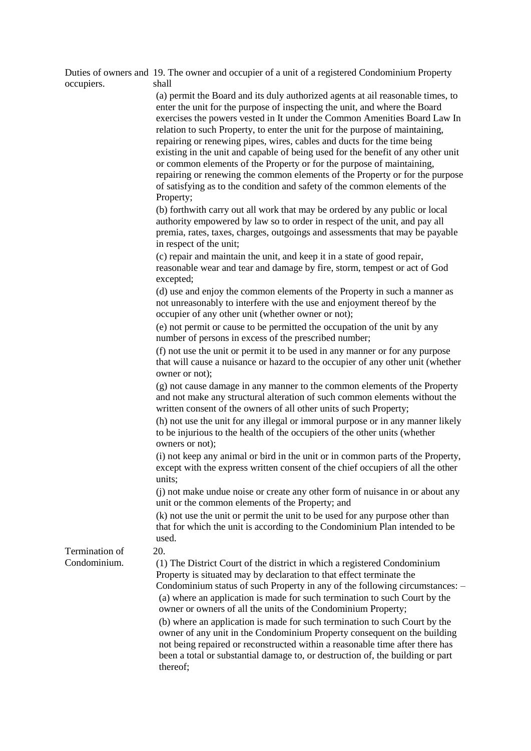**Duties of owners and occupiers.**

19. The owner and occupier of a unit of a registered Condominium Property shall

(a) permit the Board and its duly authorized agents at ail reasonable times, to enter the unit for the purpose of inspecting the unit, and where the Board exercises the powers vested in It under the Common Amenities Board Law In relation to such Property, to enter the unit for the purpose of maintaining, repairing or renewing pipes, wires, cables and ducts for the time being existing in the unit and capable of being used for the benefit of any other unit or common elements of the Property or for the purpose of maintaining, repairing or renewing the common elements of the Property or for the purpose of satisfying as to the condition and safety of the common elements of the Property;

(b) forthwith carry out all work that may be ordered by any public or local authority empowered by law so to order in respect of the unit, and pay all premia, rates, taxes, charges, outgoings and assessments that may be payable in respect of the unit;

(c) repair and maintain the unit, and keep it in a state of good repair, reasonable wear and tear and damage by fire, storm, tempest or act of God excepted;

(d) use and enjoy the common elements of the Property in such a manner as not unreasonably to interfere with the use and enjoyment thereof by the occupier of any other unit (whether owner or not);

(e) not permit or cause to be permitted the occupation of the unit by any number of persons in excess of the prescribed number;

(f) not use the unit or permit it to be used in any manner or for any purpose that will cause a nuisance or hazard to the occupier of any other unit (whether owner or not);

(g) not cause damage in any manner to the common elements of the Property and not make any structural alteration of such common elements without the written consent of the owners of all other units of such Property;

(h) not use the unit for any illegal or immoral purpose or in any manner likely to be injurious to the health of the occupiers of the other units (whether owners or not);

(i) not keep any animal or bird in the unit or in common parts of the Property, except with the express written consent of the chief occupiers of all the other units;

(j) not make undue noise or create any other form of nuisance in or about any unit or the common elements of the Property; and

(k) not use the unit or permit the unit to be used for any purpose other than that for which the unit is according to the Condominium Plan intended to be used.

**Termination of Condominium.**

20.

(1) The District Court of the district in which a registered Condominium Property is situated may by declaration to that effect terminate the Condominium status of such Property in any of the following circumstances: –

(a) where an application is made for such termination to such Court by the owner or owners of all the units of the Condominium Property;

(b) where an application is made for such termination to such Court by the owner of any unit in the Condominium Property consequent on the building not being repaired or reconstructed within a reasonable time after there has been a total or substantial damage to, or destruction of, the building or part thereof;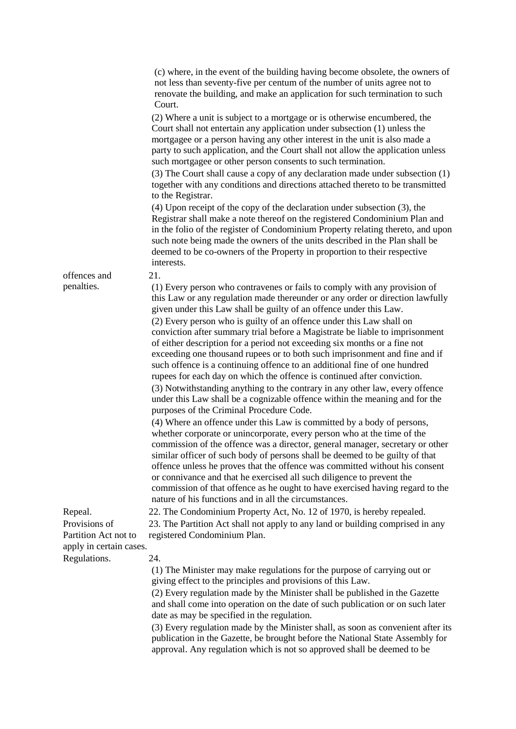(c) where, in the event of the building having become obsolete, the owners of not less than seventy-five per centum of the number of units agree not to renovate the building, and make an application for such termination to such Court.

(2) Where a unit is subject to a mortgage or is otherwise encumbered, the Court shall not entertain any application under subsection (1) unless the mortgagee or a person having any other interest in the unit is also made a party to such application, and the Court shall not allow the application unless such mortgagee or other person consents to such termination.

(3) The Court shall cause a copy of any declaration made under subsection (1) together with any conditions and directions attached thereto to be transmitted to the Registrar.

(4) Upon receipt of the copy of the declaration under subsection (3), the Registrar shall make a note thereof on the registered Condominium Plan and in the folio of the register of Condominium Property relating thereto, and upon such note being made the owners of the units described in the Plan shall be deemed to be co-owners of the Property in proportion to their respective interests.

offences and penalties.

21.

(1) Every person who contravenes or fails to comply with any provision of this Law or any regulation made thereunder or any order or direction lawfully given under this Law shall be guilty of an offence under this Law.

(2) Every person who is guilty of an offence under this Law shall on conviction after summary trial before a Magistrate be liable to imprisonment of either description for a period not exceeding six months or a fine not exceeding one thousand rupees or to both such imprisonment and fine and if such offence is a continuing offence to an additional fine of one hundred rupees for each day on which the offence is continued after conviction.

(3) Notwithstanding anything to the contrary in any other law, every offence under this Law shall be a cognizable offence within the meaning and for the purposes of the Criminal Procedure Code.

(4) Where an offence under this Law is committed by a body of persons, whether corporate or unincorporate, every person who at the time of the commission of the offence was a director, general manager, secretary or other similar officer of such body of persons shall be deemed to be guilty of that offence unless he proves that the offence was committed without his consent or connivance and that he exercised all such diligence to prevent the commission of that offence as he ought to have exercised having regard to the nature of his functions and in all the circumstances.

Repeal.

22. The Condominium Property Act, No. 12 of 1970, is hereby repealed.

Provisions of Partition Act not to apply in certain cases.

23. The Partition Act shall not apply to any land or building comprised in any registered Condominium Plan.

Regulations.

24.

(1) The Minister may make regulations for the purpose of carrying out or giving effect to the principles and provisions of this Law.

(2) Every regulation made by the Minister shall be published in the Gazette and shall come into operation on the date of such publication or on such later date as may be specified in the regulation.

(3) Every regulation made by the Minister shall, as soon as convenient after its publication in the Gazette, be brought before the National State Assembly for approval. Any regulation which is not so approved shall be deemed to be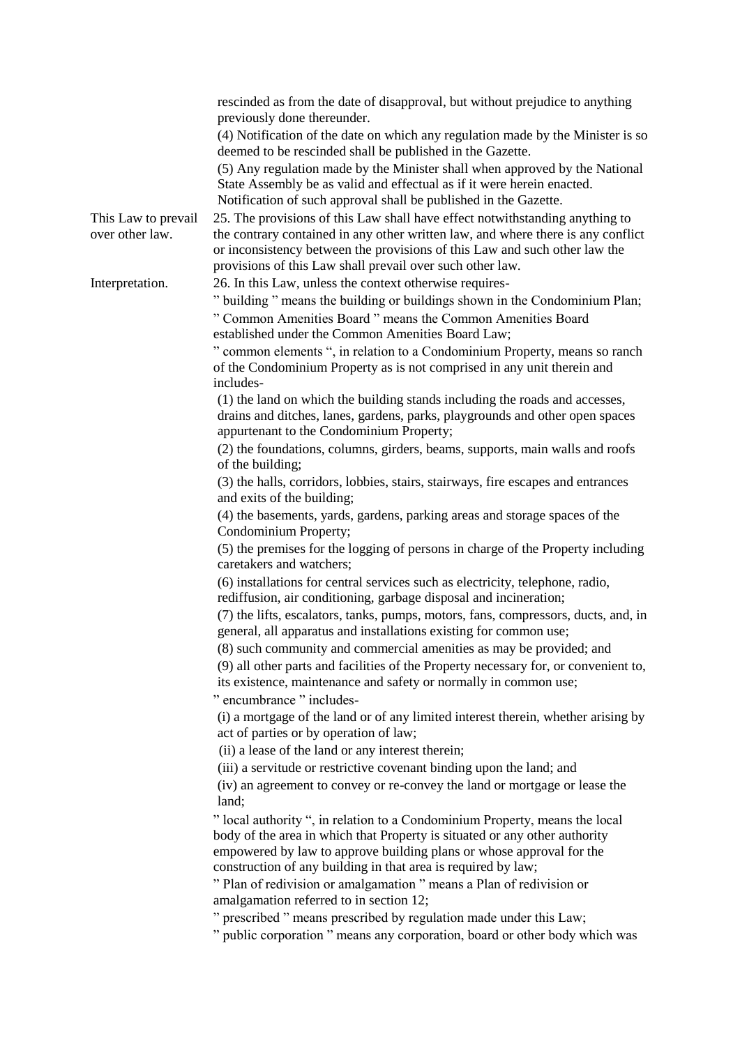rescinded as from the date of disapproval, but without prejudice to anything previously done thereunder.

(4) Notification of the date on which any regulation made by the Minister is so deemed to be rescinded shall be published in the Gazette.

(5) Any regulation made by the Minister shall when approved by the National State Assembly be as valid and effectual as if it were herein enacted. Notification of such approval shall be published in the Gazette.

**This Law to prevail over other law.**

25. The provisions of this Law shall have effect notwithstanding anything to the contrary contained in any other written law, and where there is any conflict or inconsistency between the provisions of this Law and such other law the provisions of this Law shall prevail over such other law.

**Interpretation.**

26. In this Law, unless the context otherwise requires-

" building " means the building or buildings shown in the Condominium Plan;

" Common Amenities Board " means the Common Amenities Board established under the Common Amenities Board Law;

" common elements ", in relation to a Condominium Property, means so ranch of the Condominium Property as is not comprised in any unit therein and includes-

(1) the land on which the building stands including the roads and accesses, drains and ditches, lanes, gardens, parks, playgrounds and other open spaces appurtenant to the Condominium Property;

(2) the foundations, columns, girders, beams, supports, main walls and roofs of the building;

(3) the halls, corridors, lobbies, stairs, stairways, fire escapes and entrances and exits of the building;

(4) the basements, yards, gardens, parking areas and storage spaces of the Condominium Property;

(5) the premises for the logging of persons in charge of the Property including caretakers and watchers;

(6) installations for central services such as electricity, telephone, radio, rediffusion, air conditioning, garbage disposal and incineration;

(7) the lifts, escalators, tanks, pumps, motors, fans, compressors, ducts, and, in general, all apparatus and installations existing for common use;

(8) such community and commercial amenities as may be provided; and

(9) all other parts and facilities of the Property necessary for, or convenient to, its existence, maintenance and safety or normally in common use;

" encumbrance " includes-

(i) a mortgage of the land or of any limited interest therein, whether arising by act of parties or by operation of law;

(ii) a lease of the land or any interest therein;

(iii) a servitude or restrictive covenant binding upon the land; and

(iv) an agreement to convey or re-convey the land or mortgage or lease the land;

" local authority ", in relation to a Condominium Property, means the local body of the area in which that Property is situated or any other authority empowered by law to approve building plans or whose approval for the construction of any building in that area is required by law;

" Plan of redivision or amalgamation " means a Plan of redivision or amalgamation referred to in section 12;

" prescribed " means prescribed by regulation made under this Law;

" public corporation " means any corporation, board or other body which was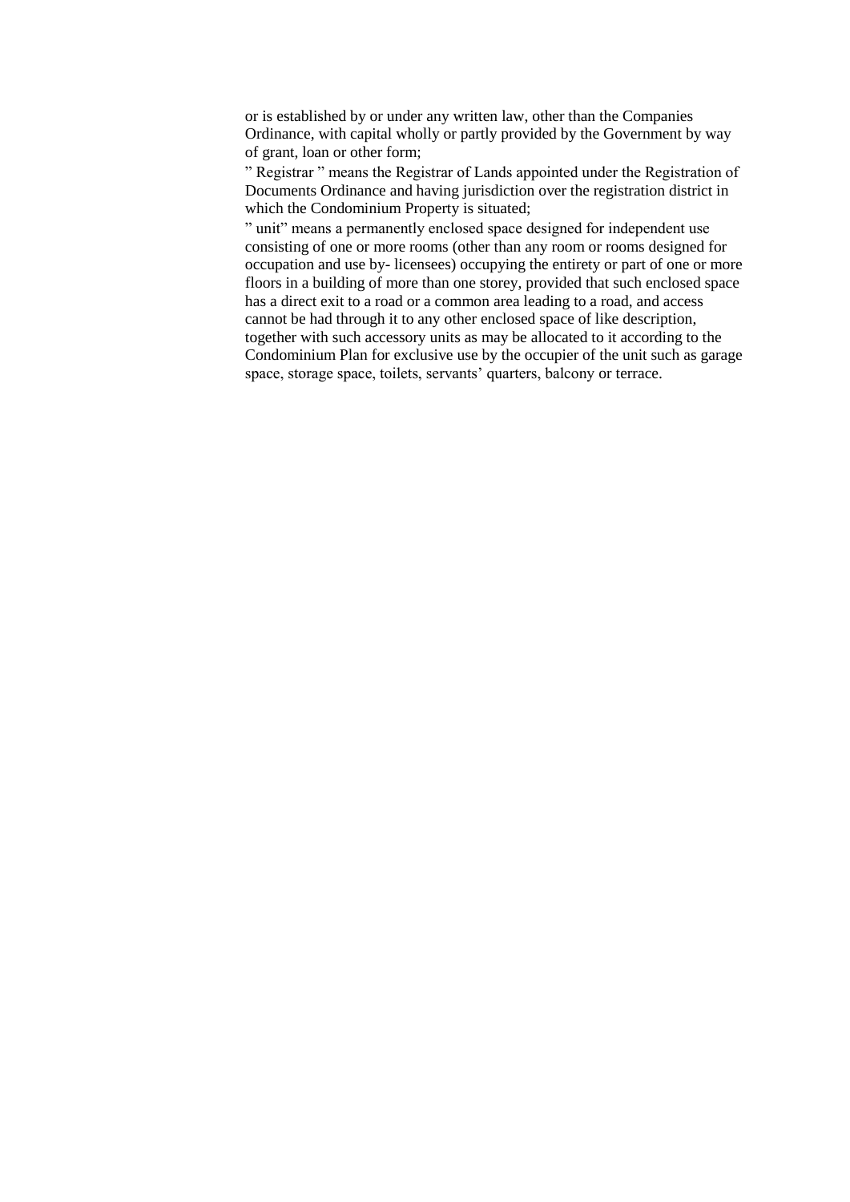or is established by or under any written law, other than the Companies Ordinance, with capital wholly or partly provided by the Government by way of grant, loan or other form;

" Registrar " means the Registrar of Lands appointed under the Registration of Documents Ordinance and having jurisdiction over the registration district in which the Condominium Property is situated;

" unit" means a permanently enclosed space designed for independent use consisting of one or more rooms (other than any room or rooms designed for occupation and use by- licensees) occupying the entirety or part of one or more floors in a building of more than one storey, provided that such enclosed space has a direct exit to a road or a common area leading to a road, and access cannot be had through it to any other enclosed space of like description, together with such accessory units as may be allocated to it according to the Condominium Plan for exclusive use by the occupier of the unit such as garage space, storage space, toilets, servants' quarters, balcony or terrace.